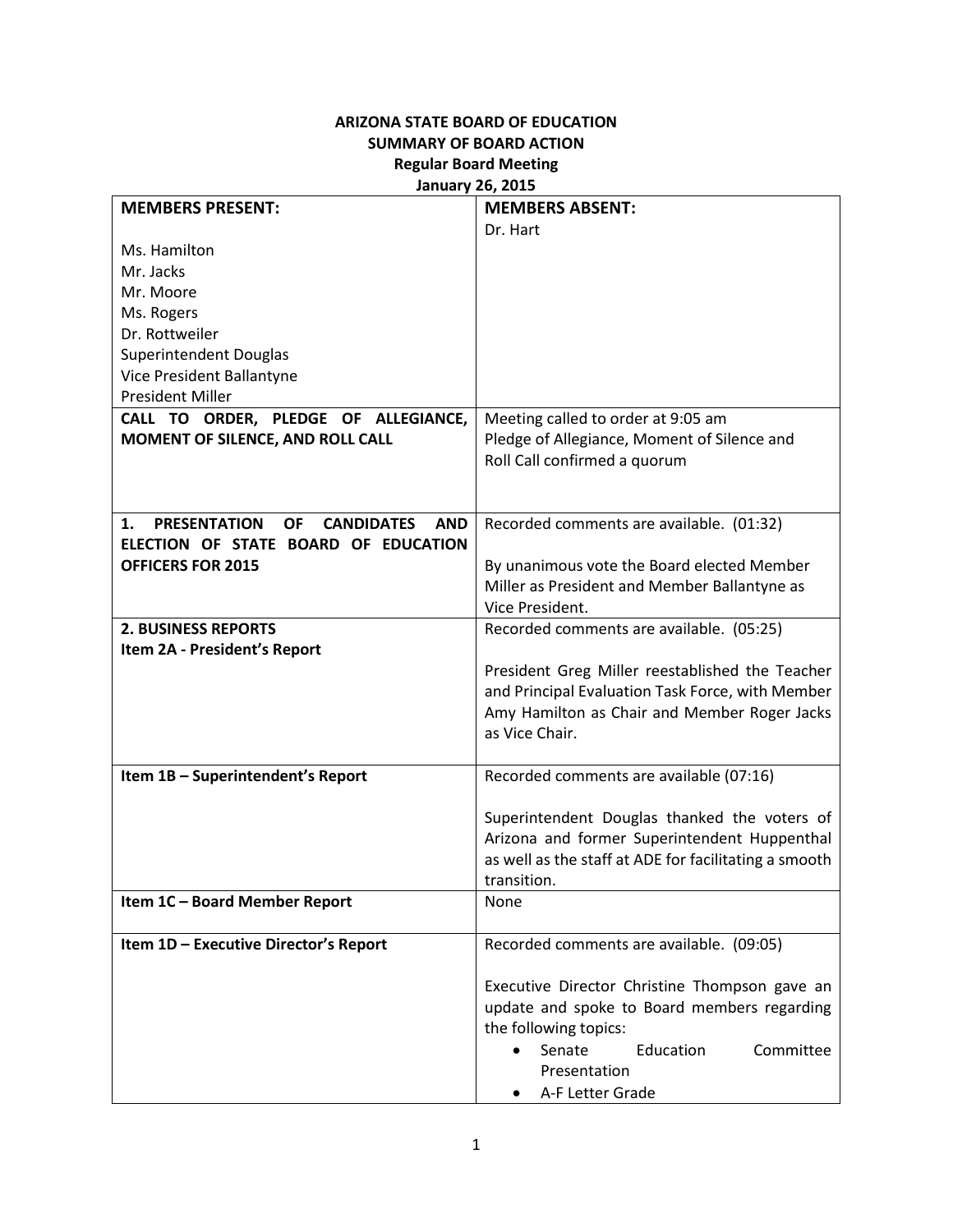**ARIZONA STATE BOARD OF EDUCATION**
**SUMMARY OF BOARD ACTION**
**Regular Board Meeting**
**January 26, 2015**

| **MEMBERS PRESENT:** | **MEMBERS ABSENT:** |
|---|---|
| Ms. Hamilton<br>Mr. Jacks<br>Mr. Moore<br>Ms. Rogers<br>Dr. Rottweiler<br>Superintendent Douglas<br>Vice President Ballantyne<br>President Miller | Dr. Hart |
| **CALL TO ORDER, PLEDGE OF ALLEGIANCE, MOMENT OF SILENCE, AND ROLL CALL** | Meeting called to order at 9:05 am<br>Pledge of Allegiance, Moment of Silence and Roll Call confirmed a quorum |
| **1. PRESENTATION OF CANDIDATES AND ELECTION OF STATE BOARD OF EDUCATION OFFICERS FOR 2015** | Recorded comments are available. (01:32)<br><br>By unanimous vote the Board elected Member Miller as President and Member Ballantyne as Vice President. |
| **2. BUSINESS REPORTS**<br>**Item 2A - President's Report** | Recorded comments are available. (05:25)<br><br>President Greg Miller reestablished the Teacher and Principal Evaluation Task Force, with Member Amy Hamilton as Chair and Member Roger Jacks as Vice Chair. |
| **Item 1B – Superintendent's Report** | Recorded comments are available (07:16)<br><br>Superintendent Douglas thanked the voters of Arizona and former Superintendent Huppenthal as well as the staff at ADE for facilitating a smooth transition. |
| **Item 1C – Board Member Report** | None |
| **Item 1D – Executive Director's Report** | Recorded comments are available. (09:05)<br><br>Executive Director Christine Thompson gave an update and spoke to Board members regarding the following topics:<br>• Senate Education Committee Presentation<br>• A-F Letter Grade |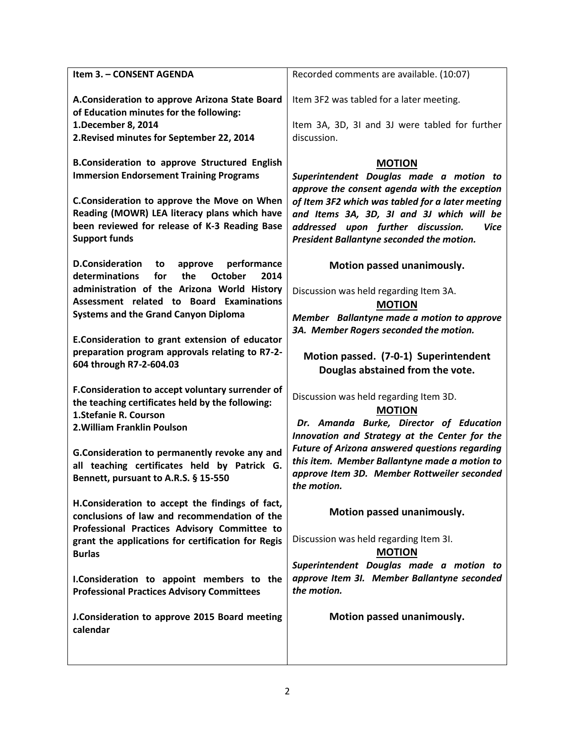| Item 3. – CONSENT AGENDA | Recorded comments are available. (10:07) |
|---|---|
| **A.Consideration to approve Arizona State Board of Education minutes for the following:**<br>**1.December 8, 2014**<br>**2.Revised minutes for September 22, 2014**<br><br>**B.Consideration to approve Structured English Immersion Endorsement Training Programs**<br><br>**C.Consideration to approve the Move on When Reading (MOWR) LEA literacy plans which have been reviewed for release of K-3 Reading Base Support funds**<br><br>**D.Consideration to approve performance determinations for the October 2014 administration of the Arizona World History Assessment related to Board Examinations Systems and the Grand Canyon Diploma**<br><br>**E.Consideration to grant extension of educator preparation program approvals relating to R7-2-604 through R7-2-604.03**<br><br>**F.Consideration to accept voluntary surrender of the teaching certificates held by the following:**<br>**1.Stefanie R. Courson**<br>**2.William Franklin Poulson**<br><br>**G.Consideration to permanently revoke any and all teaching certificates held by Patrick G. Bennett, pursuant to A.R.S. § 15-550**<br><br>**H.Consideration to accept the findings of fact, conclusions of law and recommendation of the Professional Practices Advisory Committee to grant the applications for certification for Regis Burlas**<br><br>**I.Consideration to appoint members to the Professional Practices Advisory Committees**<br><br>**J.Consideration to approve 2015 Board meeting calendar** | Item 3F2 was tabled for a later meeting.<br><br>Item 3A, 3D, 3I and 3J were tabled for further discussion.<br><br>**MOTION**<br>***Superintendent Douglas made a motion to approve the consent agenda with the exception of Item 3F2 which was tabled for a later meeting and Items 3A, 3D, 3I and 3J which will be addressed upon further discussion. Vice President Ballantyne seconded the motion.***<br><br>**Motion passed unanimously.**<br><br>Discussion was held regarding Item 3A.<br>**MOTION**<br>***Member Ballantyne made a motion to approve 3A. Member Rogers seconded the motion.***<br><br>**Motion passed. (7-0-1) Superintendent Douglas abstained from the vote.**<br><br>Discussion was held regarding Item 3D.<br>**MOTION**<br>***Dr. Amanda Burke, Director of Education Innovation and Strategy at the Center for the Future of Arizona answered questions regarding this item. Member Ballantyne made a motion to approve Item 3D. Member Rottweiler seconded the motion.***<br><br>**Motion passed unanimously.**<br><br>Discussion was held regarding Item 3I.<br>**MOTION**<br>***Superintendent Douglas made a motion to approve Item 3I. Member Ballantyne seconded the motion.***<br><br>**Motion passed unanimously.** |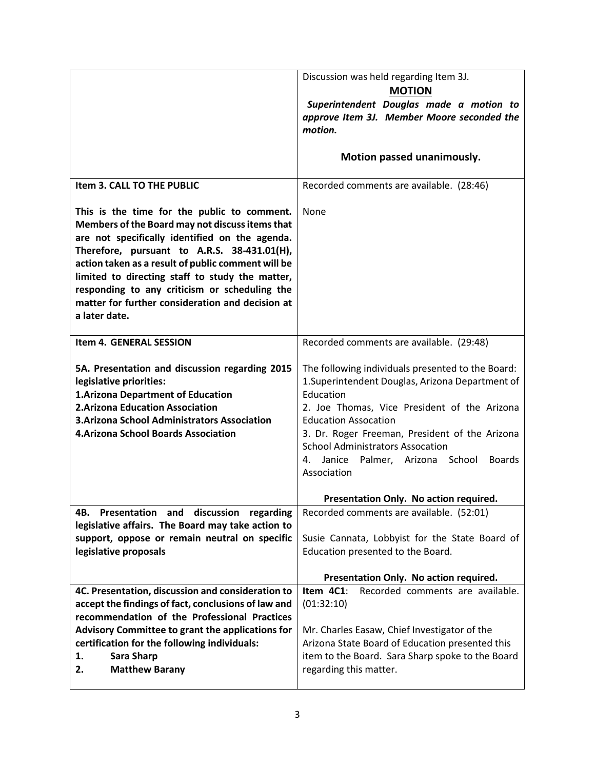| | |
|---|---|
| | Discussion was held regarding Item 3J.<br>**MOTION**<br>***Superintendent Douglas made a motion to approve Item 3J. Member Moore seconded the motion.***<br><br>**Motion passed unanimously.** |
| **Item 3. CALL TO THE PUBLIC**<br><br>**This is the time for the public to comment. Members of the Board may not discuss items that are not specifically identified on the agenda. Therefore, pursuant to A.R.S. 38-431.01(H), action taken as a result of public comment will be limited to directing staff to study the matter, responding to any criticism or scheduling the matter for further consideration and decision at a later date.** | Recorded comments are available. (28:46)<br><br>None |
| **Item 4. GENERAL SESSION**<br><br>**5A. Presentation and discussion regarding 2015 legislative priorities:**<br>**1.Arizona Department of Education**<br>**2.Arizona Education Association**<br>**3.Arizona School Administrators Association**<br>**4.Arizona School Boards Association** | Recorded comments are available. (29:48)<br><br>The following individuals presented to the Board:<br>1.Superintendent Douglas, Arizona Department of Education<br>2. Joe Thomas, Vice President of the Arizona Education Assocation<br>3. Dr. Roger Freeman, President of the Arizona School Administrators Assocation<br>4. Janice Palmer, Arizona School Boards Association<br><br>**Presentation Only. No action required.** |
| **4B. Presentation and discussion regarding legislative affairs. The Board may take action to support, oppose or remain neutral on specific legislative proposals** | Recorded comments are available. (52:01)<br><br>Susie Cannata, Lobbyist for the State Board of Education presented to the Board.<br><br>**Presentation Only. No action required.** |
| **4C. Presentation, discussion and consideration to accept the findings of fact, conclusions of law and recommendation of the Professional Practices Advisory Committee to grant the applications for certification for the following individuals:**<br>**1. Sara Sharp**<br>**2. Matthew Barany** | **Item 4C1**: Recorded comments are available. (01:32:10)<br><br>Mr. Charles Easaw, Chief Investigator of the Arizona State Board of Education presented this item to the Board. Sara Sharp spoke to the Board regarding this matter. |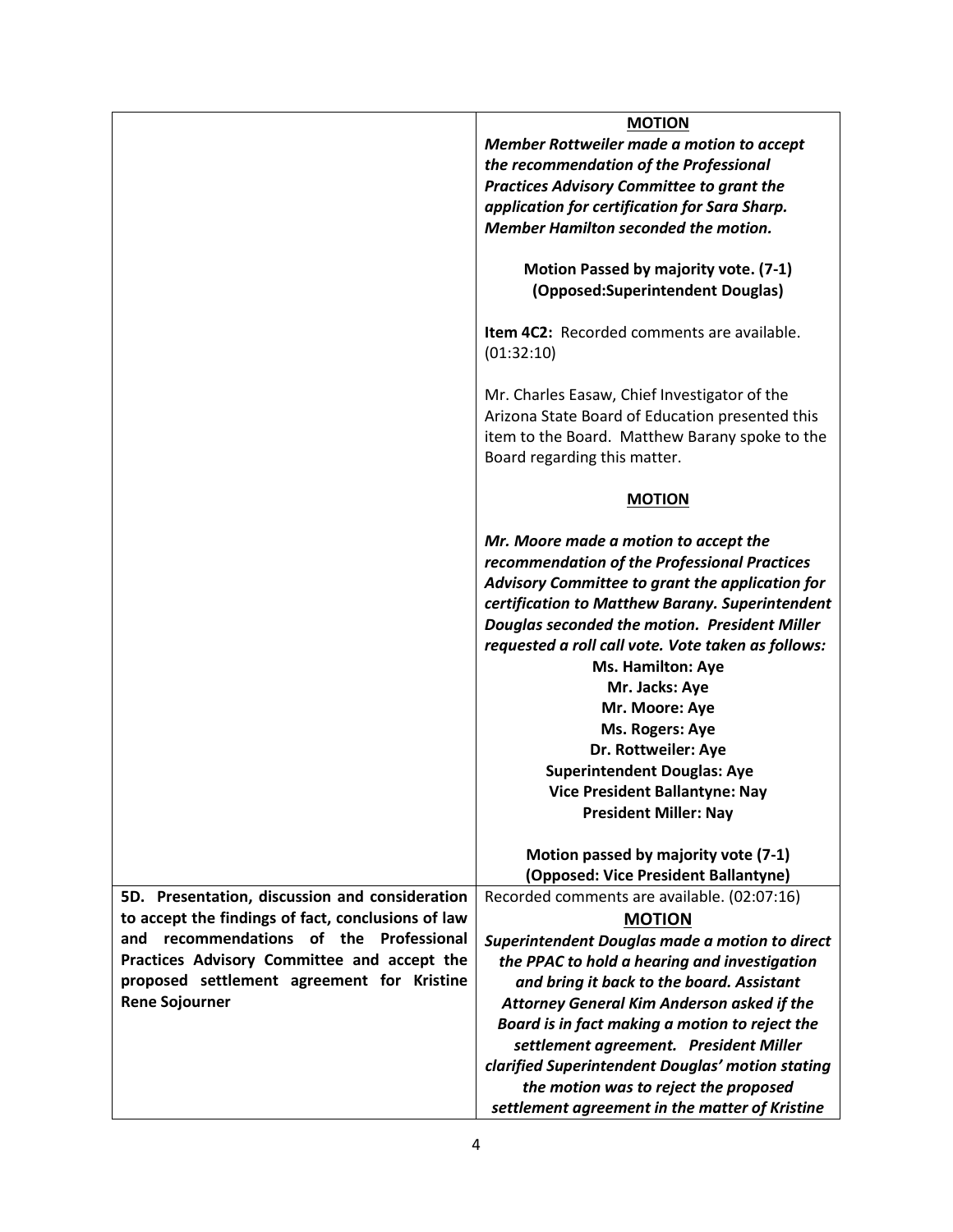| | |
|---|---|
| | **MOTION**<br>***Member Rottweiler made a motion to accept the recommendation of the Professional Practices Advisory Committee to grant the application for certification for Sara Sharp. Member Hamilton seconded the motion.***<br><br>**Motion Passed by majority vote. (7-1)**<br>**(Opposed:Superintendent Douglas)**<br><br>**Item 4C2:** Recorded comments are available. (01:32:10)<br><br>Mr. Charles Easaw, Chief Investigator of the Arizona State Board of Education presented this item to the Board. Matthew Barany spoke to the Board regarding this matter.<br><br>**MOTION**<br><br>***Mr. Moore made a motion to accept the recommendation of the Professional Practices Advisory Committee to grant the application for certification to Matthew Barany. Superintendent Douglas seconded the motion. President Miller requested a roll call vote. Vote taken as follows:***<br>**Ms. Hamilton: Aye**<br>**Mr. Jacks: Aye**<br>**Mr. Moore: Aye**<br>**Ms. Rogers: Aye**<br>**Dr. Rottweiler: Aye**<br>**Superintendent Douglas: Aye**<br>**Vice President Ballantyne: Nay**<br>**President Miller: Nay**<br><br>**Motion passed by majority vote (7-1)**<br>**(Opposed: Vice President Ballantyne)** |
| **5D. Presentation, discussion and consideration to accept the findings of fact, conclusions of law and recommendations of the Professional Practices Advisory Committee and accept the proposed settlement agreement for Kristine Rene Sojourner** | Recorded comments are available. (02:07:16)<br>**MOTION**<br>***Superintendent Douglas made a motion to direct the PPAC to hold a hearing and investigation and bring it back to the board. Assistant Attorney General Kim Anderson asked if the Board is in fact making a motion to reject the settlement agreement. President Miller clarified Superintendent Douglas' motion stating the motion was to reject the proposed settlement agreement in the matter of Kristine*** |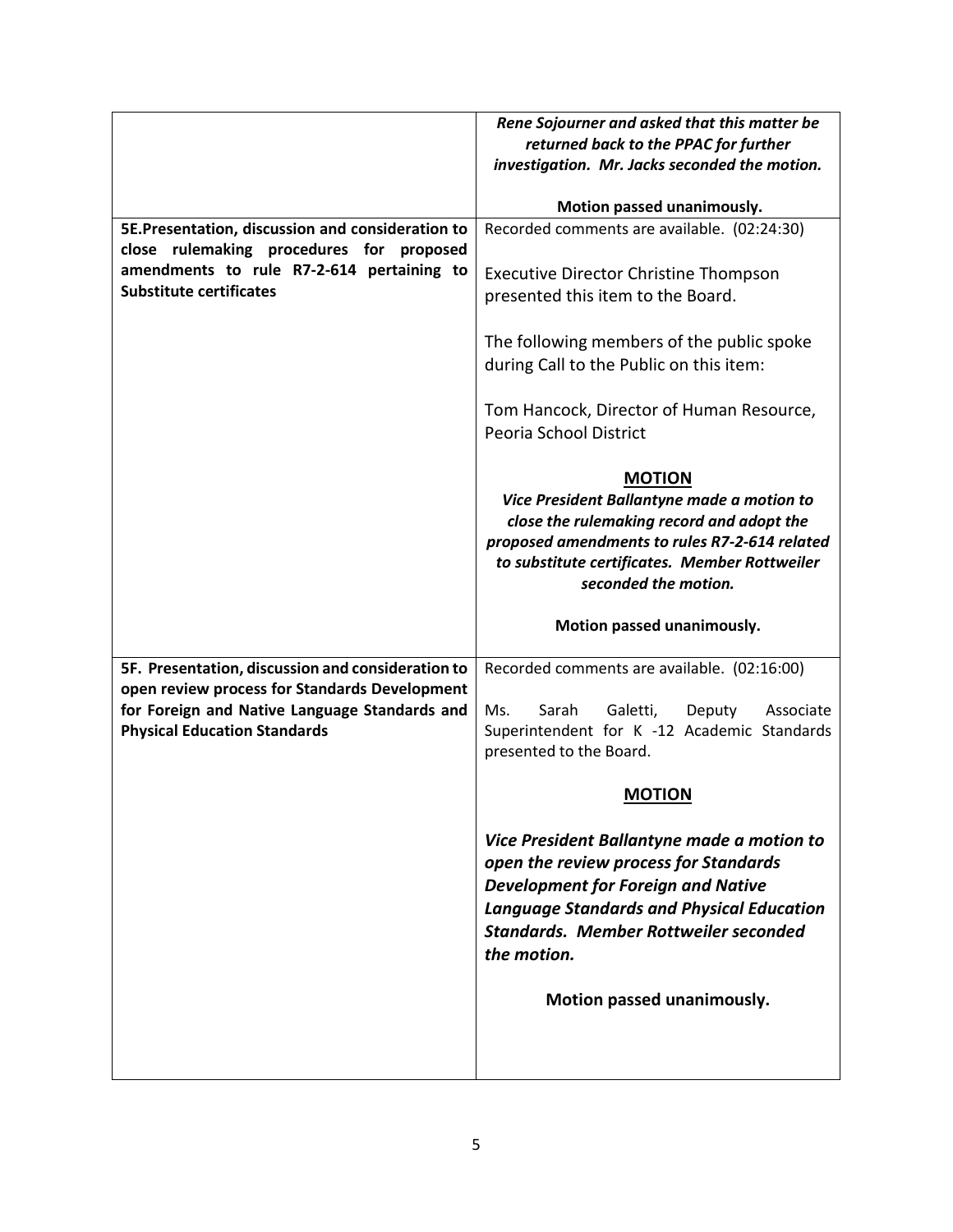| | |
|---|---|
| | ***Rene Sojourner and asked that this matter be returned back to the PPAC for further investigation. Mr. Jacks seconded the motion.***<br><br>**Motion passed unanimously.** |
| **5E.Presentation, discussion and consideration to close rulemaking procedures for proposed amendments to rule R7-2-614 pertaining to Substitute certificates** | Recorded comments are available. (02:24:30)<br><br>Executive Director Christine Thompson presented this item to the Board.<br><br>The following members of the public spoke during Call to the Public on this item:<br><br>Tom Hancock, Director of Human Resource, Peoria School District<br><br>**MOTION**<br>***Vice President Ballantyne made a motion to close the rulemaking record and adopt the proposed amendments to rules R7-2-614 related to substitute certificates. Member Rottweiler seconded the motion.***<br><br>**Motion passed unanimously.** |
| **5F. Presentation, discussion and consideration to open review process for Standards Development for Foreign and Native Language Standards and Physical Education Standards** | Recorded comments are available. (02:16:00)<br><br>Ms. Sarah Galetti, Deputy Associate Superintendent for K -12 Academic Standards presented to the Board.<br><br>**MOTION**<br><br>***Vice President Ballantyne made a motion to open the review process for Standards Development for Foreign and Native Language Standards and Physical Education Standards. Member Rottweiler seconded the motion.***<br><br>**Motion passed unanimously.** |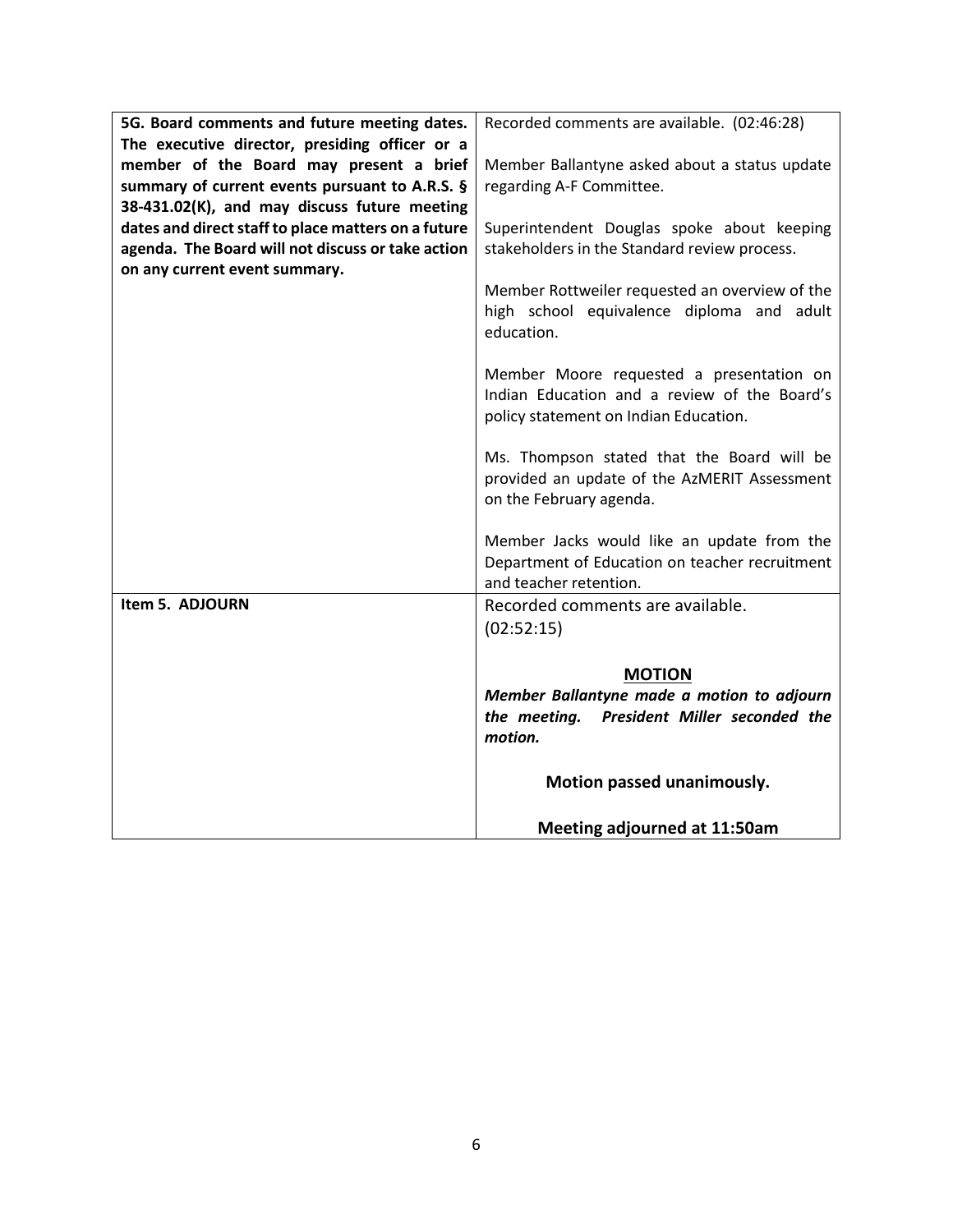| | |
|---|---|
| **5G. Board comments and future meeting dates. The executive director, presiding officer or a member of the Board may present a brief summary of current events pursuant to A.R.S. § 38-431.02(K), and may discuss future meeting dates and direct staff to place matters on a future agenda. The Board will not discuss or take action on any current event summary.** | Recorded comments are available. (02:46:28)<br><br>Member Ballantyne asked about a status update regarding A-F Committee.<br><br>Superintendent Douglas spoke about keeping stakeholders in the Standard review process.<br><br>Member Rottweiler requested an overview of the high school equivalence diploma and adult education.<br><br>Member Moore requested a presentation on Indian Education and a review of the Board's policy statement on Indian Education.<br><br>Ms. Thompson stated that the Board will be provided an update of the AzMERIT Assessment on the February agenda.<br><br>Member Jacks would like an update from the Department of Education on teacher recruitment and teacher retention. |
| **Item 5. ADJOURN** | Recorded comments are available. (02:52:15)<br><br>**MOTION**<br>***Member Ballantyne made a motion to adjourn the meeting. President Miller seconded the motion.***<br><br>**Motion passed unanimously.**<br><br>**Meeting adjourned at 11:50am** |